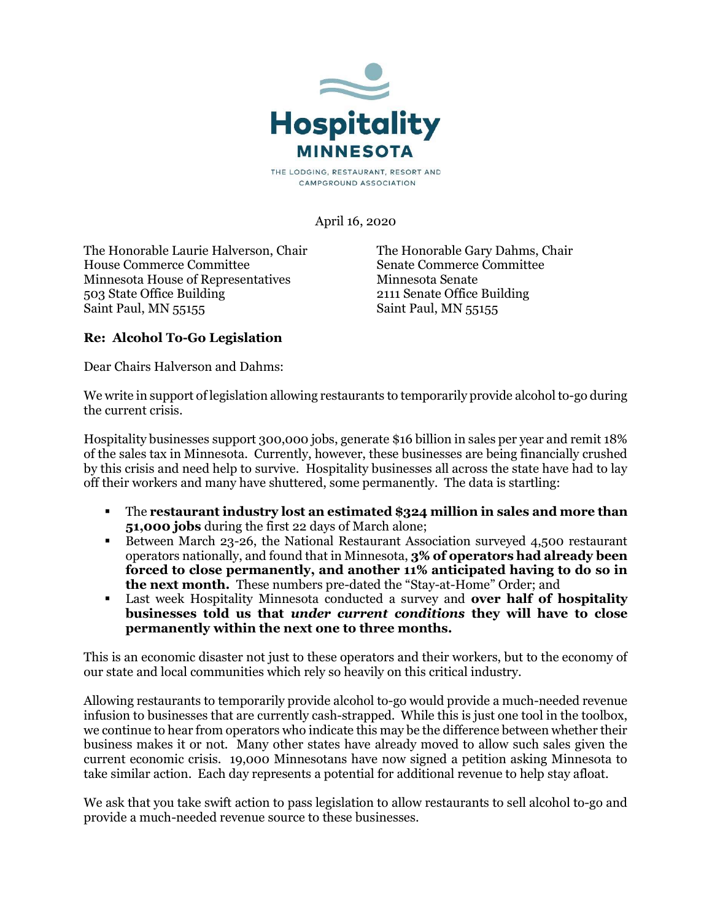**Hospitality MINNESOTA**

THE LODGING, RESTAURANT, RESORT AND CAMPGROUND ASSOCIATION

April 16, 2020

The Honorable Laurie Halverson, Chair
House Commerce Committee
Minnesota House of Representatives
503 State Office Building
Saint Paul, MN 55155

The Honorable Gary Dahms, Chair
Senate Commerce Committee
Minnesota Senate
2111 Senate Office Building
Saint Paul, MN 55155

**Re: Alcohol To-Go Legislation**

Dear Chairs Halverson and Dahms:

We write in support of legislation allowing restaurants to temporarily provide alcohol to-go during the current crisis.

Hospitality businesses support 300,000 jobs, generate $16 billion in sales per year and remit 18% of the sales tax in Minnesota. Currently, however, these businesses are being financially crushed by this crisis and need help to survive. Hospitality businesses all across the state have had to lay off their workers and many have shuttered, some permanently. The data is startling:

- The **restaurant industry lost an estimated $324 million in sales and more than 51,000 jobs** during the first 22 days of March alone;
- Between March 23-26, the National Restaurant Association surveyed 4,500 restaurant operators nationally, and found that in Minnesota, **3% of operators had already been forced to close permanently, and another 11% anticipated having to do so in the next month.** These numbers pre-dated the "Stay-at-Home" Order; and
- Last week Hospitality Minnesota conducted a survey and **over half of hospitality businesses told us that *under current conditions* they will have to close permanently within the next one to three months.**

This is an economic disaster not just to these operators and their workers, but to the economy of our state and local communities which rely so heavily on this critical industry.

Allowing restaurants to temporarily provide alcohol to-go would provide a much-needed revenue infusion to businesses that are currently cash-strapped. While this is just one tool in the toolbox, we continue to hear from operators who indicate this may be the difference between whether their business makes it or not. Many other states have already moved to allow such sales given the current economic crisis. 19,000 Minnesotans have now signed a petition asking Minnesota to take similar action. Each day represents a potential for additional revenue to help stay afloat.

We ask that you take swift action to pass legislation to allow restaurants to sell alcohol to-go and provide a much-needed revenue source to these businesses.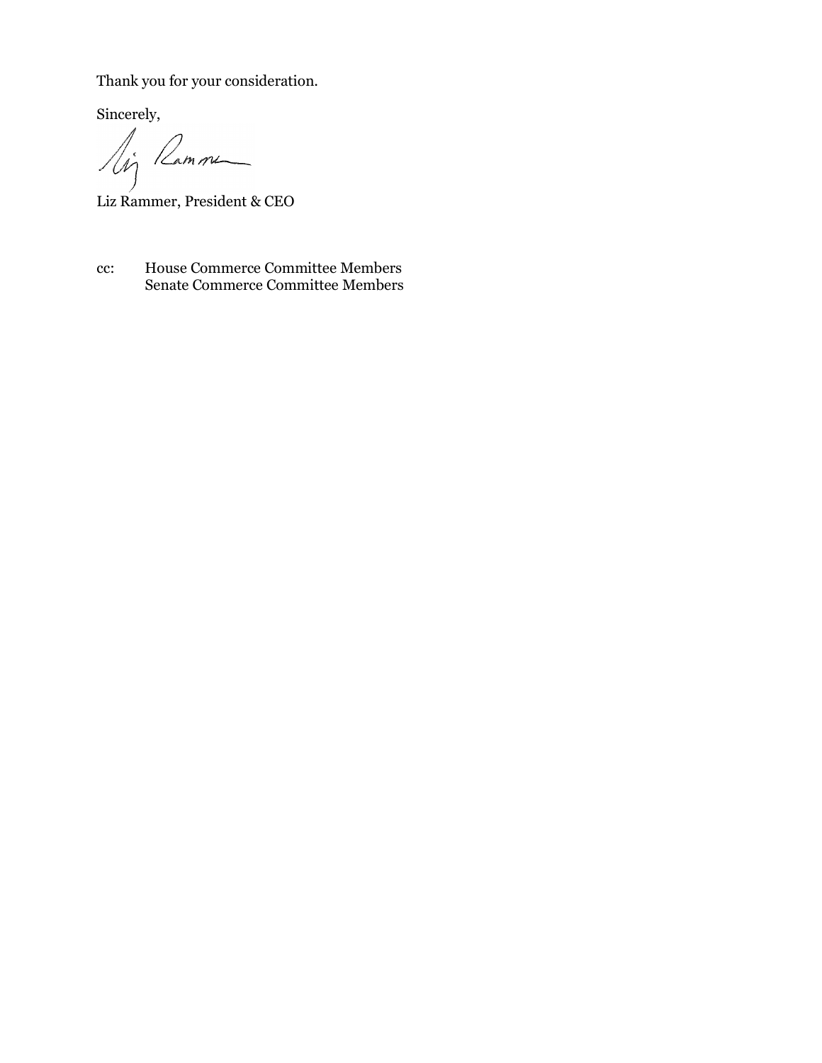Thank you for your consideration.

Sincerely,

Liz Rammer, President & CEO

cc: House Commerce Committee Members
Senate Commerce Committee Members